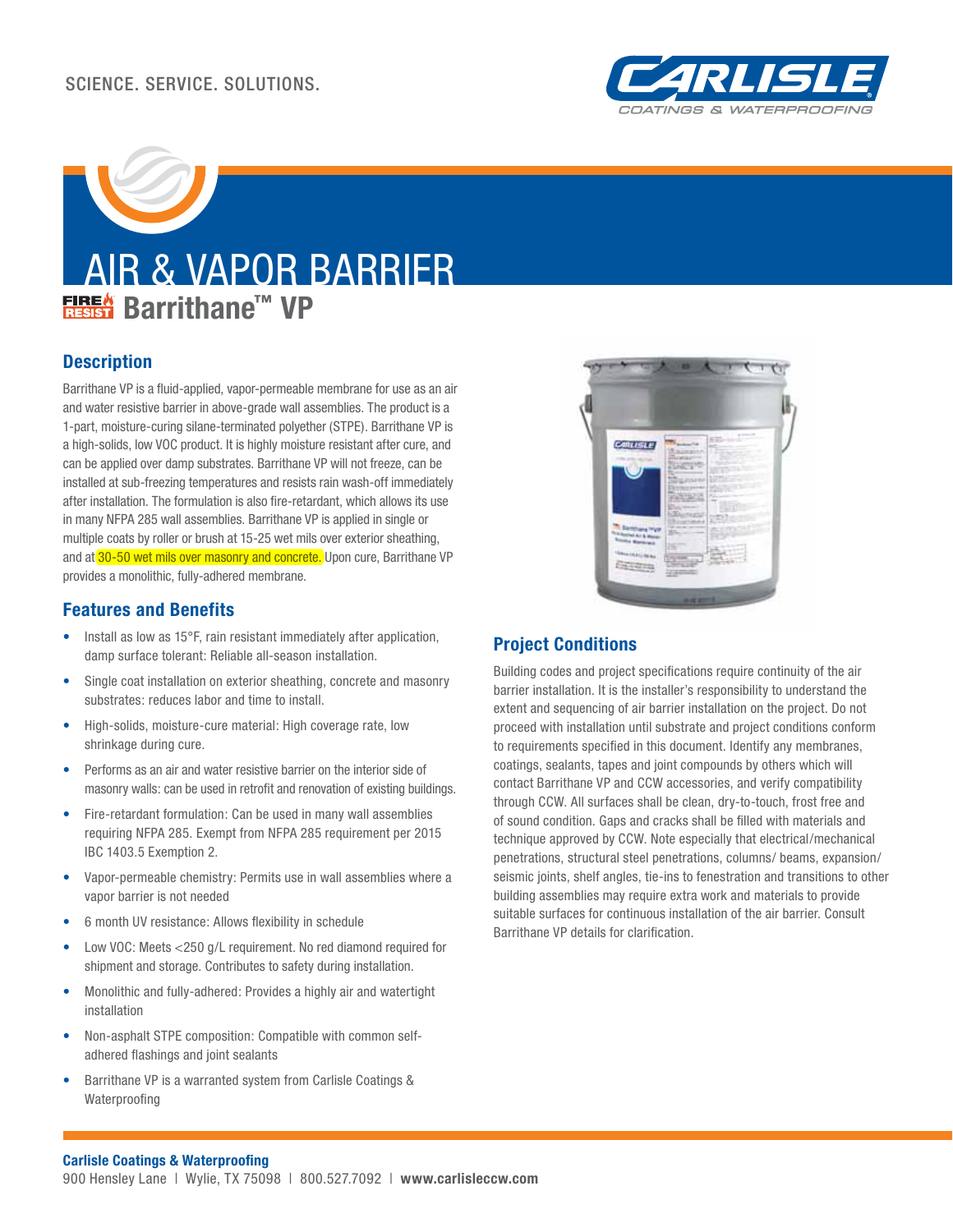SCIENCE. SERVICE. SOLUTIONS.

# AIR & VAPOR BARRIER

## FIRE RESIST Barrithane™ VP

### Description

Barrithane VP is a fluid-applied, vapor-permeable membrane for use as an air and water resistive barrier in above-grade wall assemblies. The product is a 1-part, moisture-curing silane-terminated polyether (STPE). Barrithane VP is a high-solids, low VOC product. It is highly moisture resistant after cure, and can be applied over damp substrates. Barrithane VP will not freeze, can be installed at sub-freezing temperatures and resists rain wash-off immediately after installation. The formulation is also fire-retardant, which allows its use in many NFPA 285 wall assemblies. Barrithane VP is applied in single or multiple coats by roller or brush at 15-25 wet mils over exterior sheathing, and at 30-50 wet mils over masonry and concrete. Upon cure, Barrithane VP provides a monolithic, fully-adhered membrane.

### Features and Benefits

- Install as low as 15°F, rain resistant immediately after application, damp surface tolerant: Reliable all-season installation.
- Single coat installation on exterior sheathing, concrete and masonry substrates: reduces labor and time to install.
- High-solids, moisture-cure material: High coverage rate, low shrinkage during cure.
- Performs as an air and water resistive barrier on the interior side of masonry walls: can be used in retrofit and renovation of existing buildings.
- Fire-retardant formulation: Can be used in many wall assemblies requiring NFPA 285. Exempt from NFPA 285 requirement per 2015 IBC 1403.5 Exemption 2.
- Vapor-permeable chemistry: Permits use in wall assemblies where a vapor barrier is not needed
- 6 month UV resistance: Allows flexibility in schedule
- Low VOC: Meets <250 g/L requirement. No red diamond required for shipment and storage. Contributes to safety during installation.
- Monolithic and fully-adhered: Provides a highly air and watertight installation
- Non-asphalt STPE composition: Compatible with common self-adhered flashings and joint sealants
- Barrithane VP is a warranted system from Carlisle Coatings & Waterproofing

### Project Conditions

Building codes and project specifications require continuity of the air barrier installation. It is the installer's responsibility to understand the extent and sequencing of air barrier installation on the project. Do not proceed with installation until substrate and project conditions conform to requirements specified in this document. Identify any membranes, coatings, sealants, tapes and joint compounds by others which will contact Barrithane VP and CCW accessories, and verify compatibility through CCW. All surfaces shall be clean, dry-to-touch, frost free and of sound condition. Gaps and cracks shall be filled with materials and technique approved by CCW. Note especially that electrical/mechanical penetrations, structural steel penetrations, columns/ beams, expansion/ seismic joints, shelf angles, tie-ins to fenestration and transitions to other building assemblies may require extra work and materials to provide suitable surfaces for continuous installation of the air barrier. Consult Barrithane VP details for clarification.

**Carlisle Coatings & Waterproofing**
900 Hensley Lane | Wylie, TX 75098 | 800.527.7092 | **www.carlisleccw.com**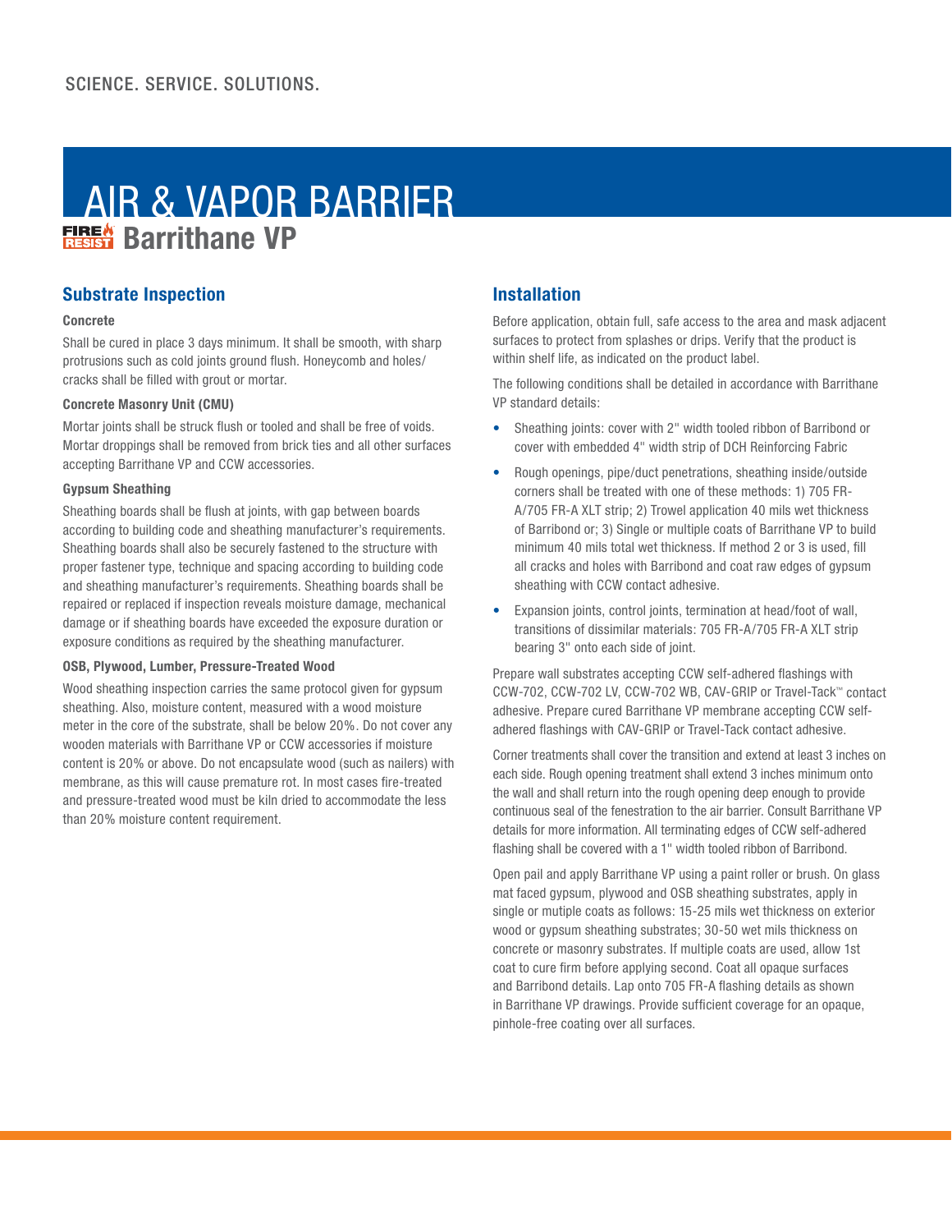SCIENCE. SERVICE. SOLUTIONS.

# AIR & VAPOR BARRIER

## FIRE RESIST Barrithane VP

## Substrate Inspection

**Concrete**

Shall be cured in place 3 days minimum. It shall be smooth, with sharp protrusions such as cold joints ground flush. Honeycomb and holes/ cracks shall be filled with grout or mortar.

**Concrete Masonry Unit (CMU)**

Mortar joints shall be struck flush or tooled and shall be free of voids. Mortar droppings shall be removed from brick ties and all other surfaces accepting Barrithane VP and CCW accessories.

**Gypsum Sheathing**

Sheathing boards shall be flush at joints, with gap between boards according to building code and sheathing manufacturer's requirements. Sheathing boards shall also be securely fastened to the structure with proper fastener type, technique and spacing according to building code and sheathing manufacturer's requirements. Sheathing boards shall be repaired or replaced if inspection reveals moisture damage, mechanical damage or if sheathing boards have exceeded the exposure duration or exposure conditions as required by the sheathing manufacturer.

**OSB, Plywood, Lumber, Pressure-Treated Wood**

Wood sheathing inspection carries the same protocol given for gypsum sheathing. Also, moisture content, measured with a wood moisture meter in the core of the substrate, shall be below 20%. Do not cover any wooden materials with Barrithane VP or CCW accessories if moisture content is 20% or above. Do not encapsulate wood (such as nailers) with membrane, as this will cause premature rot. In most cases fire-treated and pressure-treated wood must be kiln dried to accommodate the less than 20% moisture content requirement.

## Installation

Before application, obtain full, safe access to the area and mask adjacent surfaces to protect from splashes or drips. Verify that the product is within shelf life, as indicated on the product label.

The following conditions shall be detailed in accordance with Barrithane VP standard details:

- Sheathing joints: cover with 2" width tooled ribbon of Barribond or cover with embedded 4" width strip of DCH Reinforcing Fabric
- Rough openings, pipe/duct penetrations, sheathing inside/outside corners shall be treated with one of these methods: 1) 705 FR-A/705 FR-A XLT strip; 2) Trowel application 40 mils wet thickness of Barribond or; 3) Single or multiple coats of Barrithane VP to build minimum 40 mils total wet thickness. If method 2 or 3 is used, fill all cracks and holes with Barribond and coat raw edges of gypsum sheathing with CCW contact adhesive.
- Expansion joints, control joints, termination at head/foot of wall, transitions of dissimilar materials: 705 FR-A/705 FR-A XLT strip bearing 3" onto each side of joint.

Prepare wall substrates accepting CCW self-adhered flashings with CCW-702, CCW-702 LV, CCW-702 WB, CAV-GRIP or Travel-Tack™ contact adhesive. Prepare cured Barrithane VP membrane accepting CCW self-adhered flashings with CAV-GRIP or Travel-Tack contact adhesive.

Corner treatments shall cover the transition and extend at least 3 inches on each side. Rough opening treatment shall extend 3 inches minimum onto the wall and shall return into the rough opening deep enough to provide continuous seal of the fenestration to the air barrier. Consult Barrithane VP details for more information. All terminating edges of CCW self-adhered flashing shall be covered with a 1" width tooled ribbon of Barribond.

Open pail and apply Barrithane VP using a paint roller or brush. On glass mat faced gypsum, plywood and OSB sheathing substrates, apply in single or mutiple coats as follows: 15-25 mils wet thickness on exterior wood or gypsum sheathing substrates; 30-50 wet mils thickness on concrete or masonry substrates. If multiple coats are used, allow 1st coat to cure firm before applying second. Coat all opaque surfaces and Barribond details. Lap onto 705 FR-A flashing details as shown in Barrithane VP drawings. Provide sufficient coverage for an opaque, pinhole-free coating over all surfaces.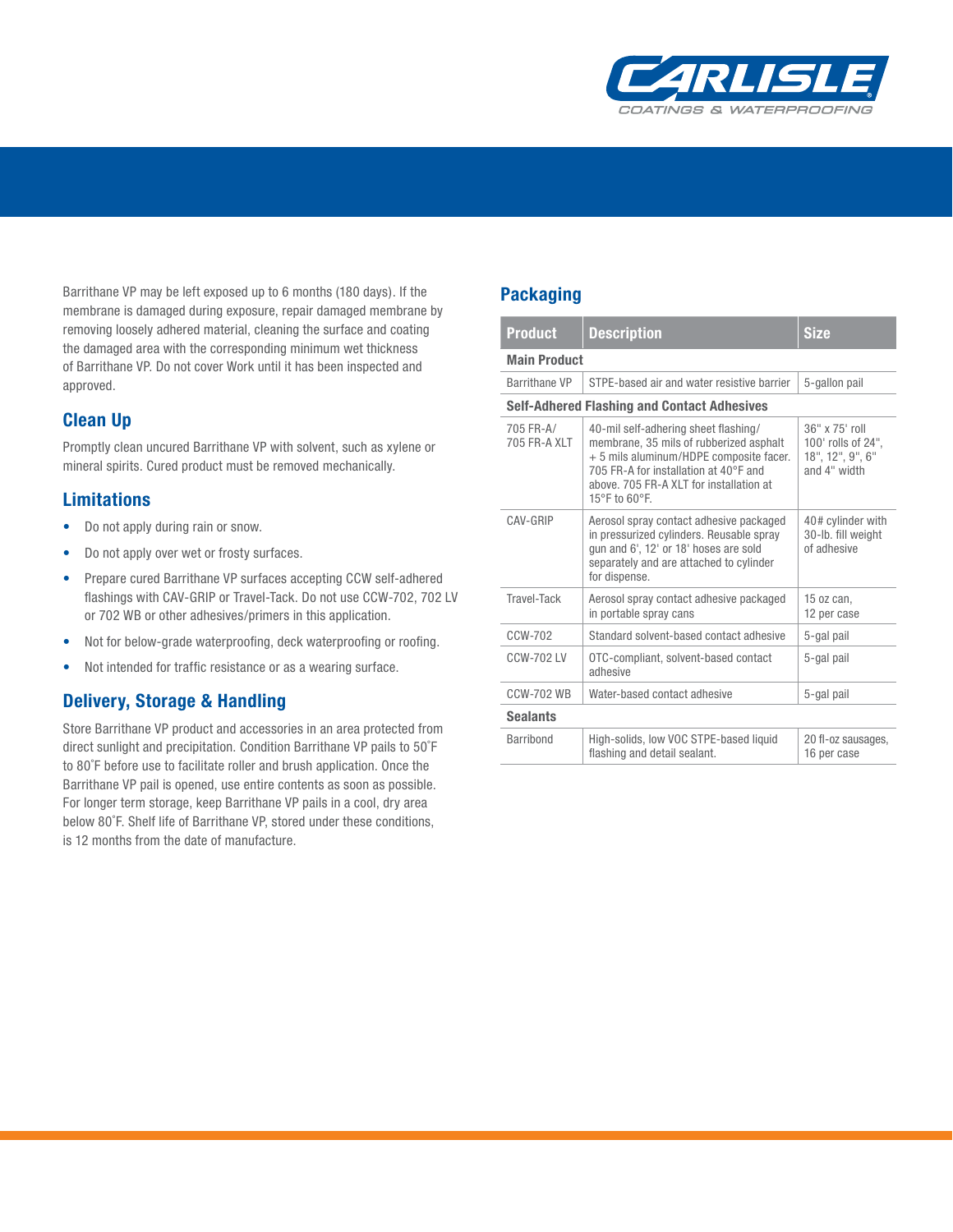Barrithane VP may be left exposed up to 6 months (180 days). If the membrane is damaged during exposure, repair damaged membrane by removing loosely adhered material, cleaning the surface and coating the damaged area with the corresponding minimum wet thickness of Barrithane VP. Do not cover Work until it has been inspected and approved.

## Clean Up

Promptly clean uncured Barrithane VP with solvent, such as xylene or mineral spirits. Cured product must be removed mechanically.

## Limitations

- Do not apply during rain or snow.
- Do not apply over wet or frosty surfaces.
- Prepare cured Barrithane VP surfaces accepting CCW self-adhered flashings with CAV-GRIP or Travel-Tack. Do not use CCW-702, 702 LV or 702 WB or other adhesives/primers in this application.
- Not for below-grade waterproofing, deck waterproofing or roofing.
- Not intended for traffic resistance or as a wearing surface.

## Delivery, Storage & Handling

Store Barrithane VP product and accessories in an area protected from direct sunlight and precipitation. Condition Barrithane VP pails to 50˚F to 80˚F before use to facilitate roller and brush application. Once the Barrithane VP pail is opened, use entire contents as soon as possible. For longer term storage, keep Barrithane VP pails in a cool, dry area below 80˚F. Shelf life of Barrithane VP, stored under these conditions, is 12 months from the date of manufacture.

## Packaging

| Product | Description | Size |
|---|---|---|
| **Main Product** | | |
| Barrithane VP | STPE-based air and water resistive barrier | 5-gallon pail |
| **Self-Adhered Flashing and Contact Adhesives** | | |
| 705 FR-A/ 705 FR-A XLT | 40-mil self-adhering sheet flashing/ membrane, 35 mils of rubberized asphalt + 5 mils aluminum/HDPE composite facer. 705 FR-A for installation at 40°F and above. 705 FR-A XLT for installation at 15°F to 60°F. | 36" x 75' roll 100' rolls of 24", 18", 12", 9", 6" and 4" width |
| CAV-GRIP | Aerosol spray contact adhesive packaged in pressurized cylinders. Reusable spray gun and 6', 12' or 18' hoses are sold separately and are attached to cylinder for dispense. | 40# cylinder with 30-lb. fill weight of adhesive |
| Travel-Tack | Aerosol spray contact adhesive packaged in portable spray cans | 15 oz can, 12 per case |
| CCW-702 | Standard solvent-based contact adhesive | 5-gal pail |
| CCW-702 LV | OTC-compliant, solvent-based contact adhesive | 5-gal pail |
| CCW-702 WB | Water-based contact adhesive | 5-gal pail |
| **Sealants** | | |
| Barribond | High-solids, low VOC STPE-based liquid flashing and detail sealant. | 20 fl-oz sausages, 16 per case |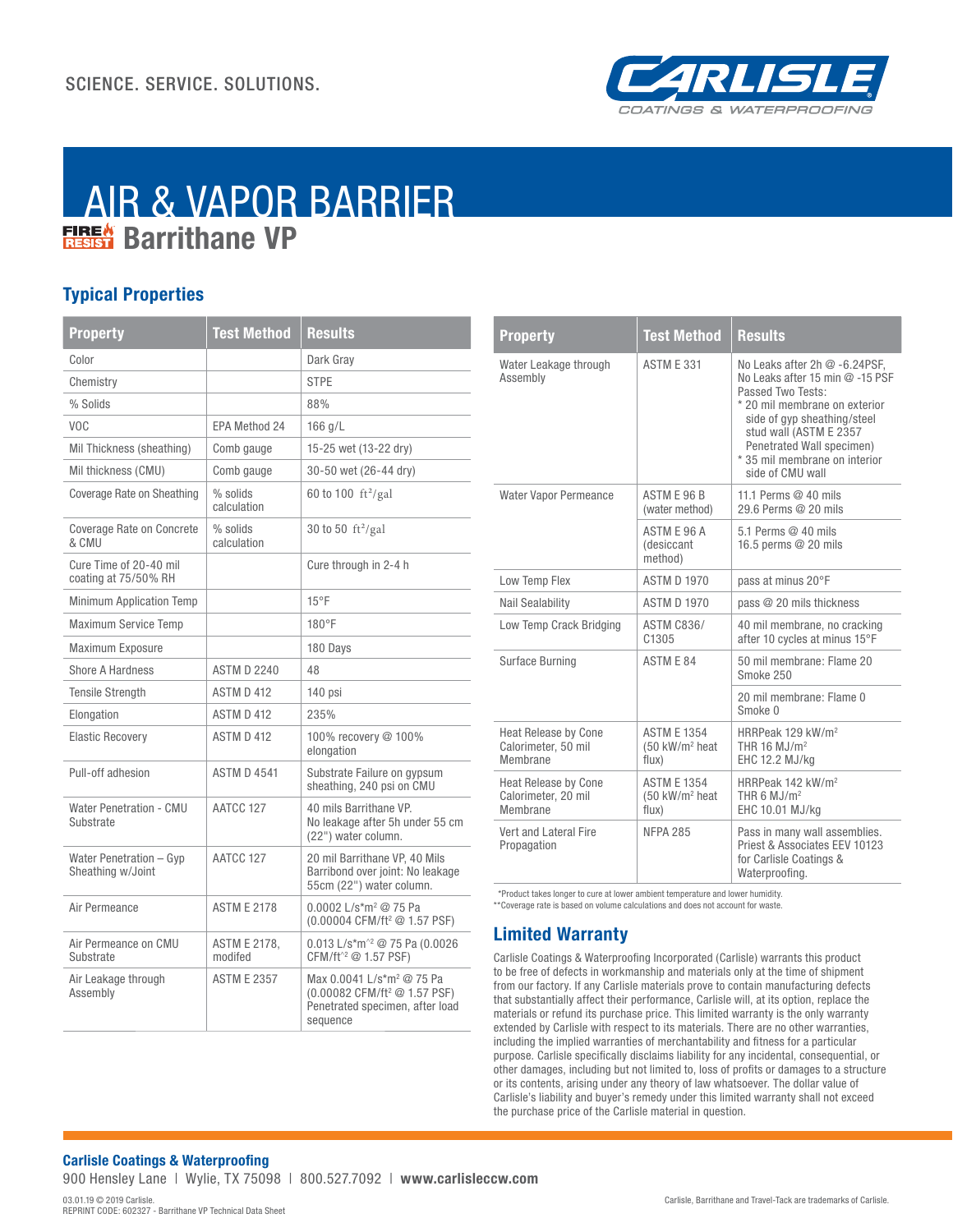SCIENCE. SERVICE. SOLUTIONS.

# AIR & VAPOR BARRIER

## FIRE RESIST Barrithane VP

### Typical Properties

| Property | Test Method | Results |
|---|---|---|
| Color | | Dark Gray |
| Chemistry | | STPE |
| % Solids | | 88% |
| VOC | EPA Method 24 | 166 g/L |
| Mil Thickness (sheathing) | Comb gauge | 15-25 wet (13-22 dry) |
| Mil thickness (CMU) | Comb gauge | 30-50 wet (26-44 dry) |
| Coverage Rate on Sheathing | % solids calculation | 60 to 100 $ft^2/gal$ |
| Coverage Rate on Concrete & CMU | % solids calculation | 30 to 50 $ft^2/gal$ |
| Cure Time of 20-40 mil coating at 75/50% RH | | Cure through in 2-4 h |
| Minimum Application Temp | | 15°F |
| Maximum Service Temp | | 180°F |
| Maximum Exposure | | 180 Days |
| Shore A Hardness | ASTM D 2240 | 48 |
| Tensile Strength | ASTM D 412 | 140 psi |
| Elongation | ASTM D 412 | 235% |
| Elastic Recovery | ASTM D 412 | 100% recovery @ 100% elongation |
| Pull-off adhesion | ASTM D 4541 | Substrate Failure on gypsum sheathing, 240 psi on CMU |
| Water Penetration - CMU Substrate | AATCC 127 | 40 mils Barrithane VP. No leakage after 5h under 55 cm (22") water column. |
| Water Penetration – Gyp Sheathing w/Joint | AATCC 127 | 20 mil Barrithane VP, 40 Mils Barribond over joint: No leakage 55cm (22") water column. |
| Air Permeance | ASTM E 2178 | 0.0002 L/s*m² @ 75 Pa (0.00004 CFM/ft² @ 1.57 PSF) |
| Air Permeance on CMU Substrate | ASTM E 2178, modifed | 0.013 L/s*m⁻² @ 75 Pa (0.0026 CFM/ft⁻² @ 1.57 PSF) |
| Air Leakage through Assembly | ASTM E 2357 | Max 0.0041 L/s*m² @ 75 Pa (0.00082 CFM/ft² @ 1.57 PSF) Penetrated specimen, after load sequence |

| Property | Test Method | Results |
|---|---|---|
| Water Leakage through Assembly | ASTM E 331 | No Leaks after 2h @ -6.24PSF, No Leaks after 15 min @ -15 PSF Passed Two Tests: * 20 mil membrane on exterior side of gyp sheathing/steel stud wall (ASTM E 2357 Penetrated Wall specimen) * 35 mil membrane on interior side of CMU wall |
| Water Vapor Permeance | ASTM E 96 B (water method) | 11.1 Perms @ 40 mils 29.6 Perms @ 20 mils |
| | ASTM E 96 A (desiccant method) | 5.1 Perms @ 40 mils 16.5 perms @ 20 mils |
| Low Temp Flex | ASTM D 1970 | pass at minus 20°F |
| Nail Sealability | ASTM D 1970 | pass @ 20 mils thickness |
| Low Temp Crack Bridging | ASTM C836/ C1305 | 40 mil membrane, no cracking after 10 cycles at minus 15°F |
| Surface Burning | ASTM E 84 | 50 mil membrane: Flame 20 Smoke 250 |
| | | 20 mil membrane: Flame 0 Smoke 0 |
| Heat Release by Cone Calorimeter, 50 mil Membrane | ASTM E 1354 (50 kW/m² heat flux) | HRRPeak 129 kW/m² THR 16 MJ/m² EHC 12.2 MJ/kg |
| Heat Release by Cone Calorimeter, 20 mil Membrane | ASTM E 1354 (50 kW/m² heat flux) | HRRPeak 142 kW/m² THR 6 MJ/m² EHC 10.01 MJ/kg |
| Vert and Lateral Fire Propagation | NFPA 285 | Pass in many wall assemblies. Priest & Associates EEV 10123 for Carlisle Coatings & Waterproofing. |

*Product takes longer to cure at lower ambient temperature and lower humidity.
**Coverage rate is based on volume calculations and does not account for waste.

### Limited Warranty

Carlisle Coatings & Waterproofing Incorporated (Carlisle) warrants this product to be free of defects in workmanship and materials only at the time of shipment from our factory. If any Carlisle materials prove to contain manufacturing defects that substantially affect their performance, Carlisle will, at its option, replace the materials or refund its purchase price. This limited warranty is the only warranty extended by Carlisle with respect to its materials. There are no other warranties, including the implied warranties of merchantability and fitness for a particular purpose. Carlisle specifically disclaims liability for any incidental, consequential, or other damages, including but not limited to, loss of profits or damages to a structure or its contents, arising under any theory of law whatsoever. The dollar value of Carlisle's liability and buyer's remedy under this limited warranty shall not exceed the purchase price of the Carlisle material in question.

**Carlisle Coatings & Waterproofing**
900 Hensley Lane | Wylie, TX 75098 | 800.527.7092 | **www.carlisleccw.com**

03.01.19 © 2019 Carlisle.
REPRINT CODE: 602327 - Barrithane VP Technical Data Sheet

Carlisle, Barrithane and Travel-Tack are trademarks of Carlisle.